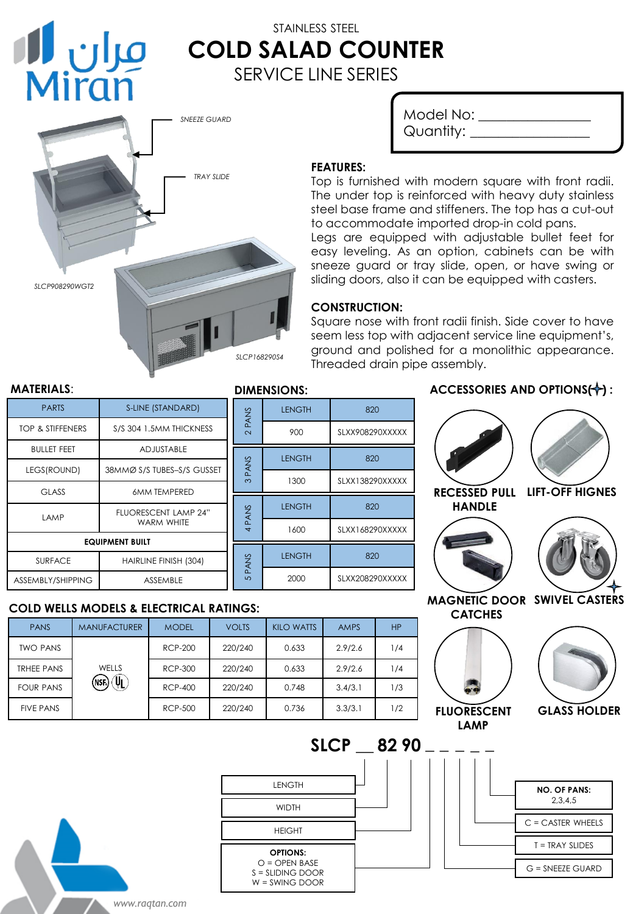مران
Miran

STAINLESS STEEL

# COLD SALAD COUNTER

## SERVICE LINE SERIES

Model No: _______________
Quantity: _______________

SNEEZE GUARD

TRAY SLIDE

SLCP908290WGT2

SLCP168290S4

**FEATURES:**

Top is furnished with modern square with front radii. The under top is reinforced with heavy duty stainless steel base frame and stiffeners. The top has a cut-out to accommodate imported drop-in cold pans.
Legs are equipped with adjustable bullet feet for easy leveling. As an option, cabinets can be with sneeze guard or tray slide, open, or have swing or sliding doors, also it can be equipped with casters.

**CONSTRUCTION:**

Square nose with front radii finish. Side cover to have seem less top with adjacent service line equipment's, ground and polished for a monolithic appearance. Threaded drain pipe assembly.

**MATERIALS**:

| PARTS | S-LINE (STANDARD) |
|---|---|
| TOP & STIFFENERS | S/S 304 1.5MM THICKNESS |
| BULLET FEET | ADJUSTABLE |
| LEGS(ROUND) | 38MMØ S/S TUBES–S/S GUSSET |
| GLASS | 6MM TEMPERED |
| LAMP | FLUORESCENT LAMP 24" WARM WHITE |
| **EQUIPMENT BUILT** | |
| SURFACE | HAIRLINE FINISH (304) |
| ASSEMBLY/SHIPPING | ASSEMBLE |

**DIMENSIONS:**

| PANS | LENGTH | 820 |
|---|---|---|
| 2 PANS | 900 | SLXX908290XXXXX |
| 3 PANS | 1300 | SLXX138290XXXXX |
| 4 PANS | 1600 | SLXX168290XXXXX |
| 5 PANS | 2000 | SLXX208290XXXXX |

**ACCESSORIES AND OPTIONS(+) :**

- RECESSED PULL HANDLE
- LIFT-OFF HIGNES
- MAGNETIC DOOR CATCHES
- SWIVEL CASTERS (+)
- FLUORESCENT LAMP
- GLASS HOLDER

**COLD WELLS MODELS & ELECTRICAL RATINGS:**

| PANS | MANUFACTURER | MODEL | VOLTS | KILO WATTS | AMPS | HP |
|---|---|---|---|---|---|---|
| TWO PANS | WELLS (NSF) (UL) | RCP-200 | 220/240 | 0.633 | 2.9/2.6 | 1/4 |
| TRHEE PANS | | RCP-300 | 220/240 | 0.633 | 2.9/2.6 | 1/4 |
| FOUR PANS | | RCP-400 | 220/240 | 0.748 | 3.4/3.1 | 1/3 |
| FIVE PANS | | RCP-500 | 220/240 | 0.736 | 3.3/3.1 | 1/2 |

**SLCP __ 82 90 _ _ _ _ _**

- LENGTH
- WIDTH
- HEIGHT
- **OPTIONS:** O = OPEN BASE, S = SLIDING DOOR, W = SWING DOOR
- **NO. OF PANS:** 2,3,4,5
- C = CASTER WHEELS
- T = TRAY SLIDES
- G = SNEEZE GUARD

www.raqtan.com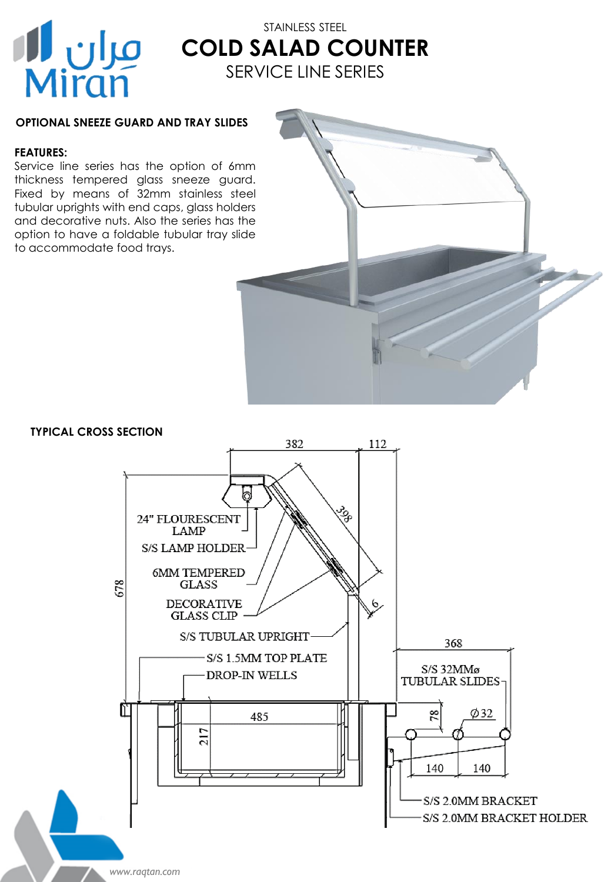STAINLESS STEEL

# COLD SALAD COUNTER

SERVICE LINE SERIES

**OPTIONAL SNEEZE GUARD AND TRAY SLIDES**

**FEATURES:**
Service line series has the option of 6mm thickness tempered glass sneeze guard. Fixed by means of 32mm stainless steel tubular uprights with end caps, glass holders and decorative nuts. Also the series has the option to have a foldable tubular tray slide to accommodate food trays.

**TYPICAL CROSS SECTION**

382
112
398
678
6
24" FLOURESCENT LAMP
S/S LAMP HOLDER
6MM TEMPERED GLASS
DECORATIVE GLASS CLIP
S/S TUBULAR UPRIGHT
S/S 1.5MM TOP PLATE
DROP-IN WELLS
368
S/S 32MMø TUBULAR SLIDES
485
217
78
Ø32
140
140
S/S 2.0MM BRACKET
S/S 2.0MM BRACKET HOLDER

www.raqtan.com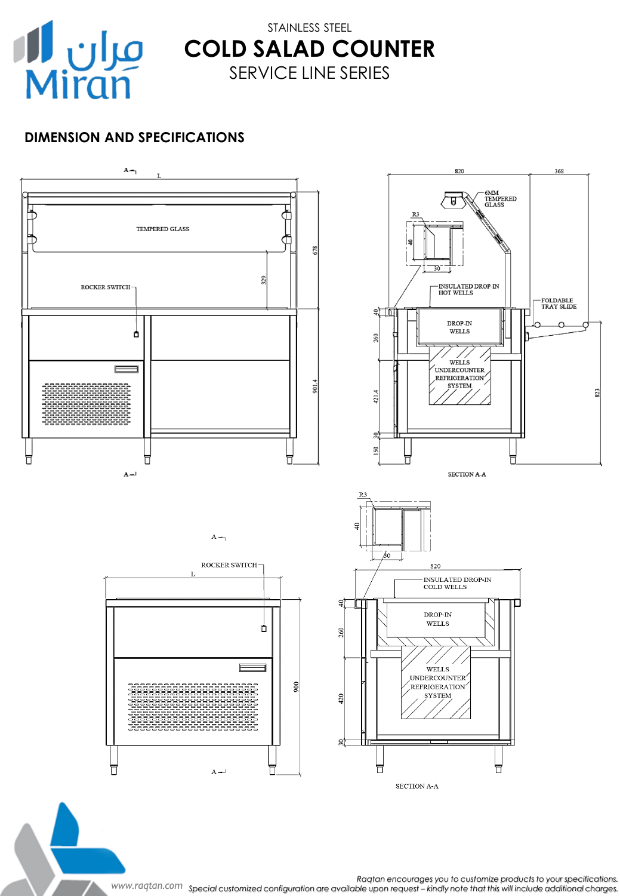STAINLESS STEEL

# COLD SALAD COUNTER

SERVICE LINE SERIES

## DIMENSION AND SPECIFICATIONS

A
L
TEMPERED GLASS
ROCKER SWITCH
678
329
901.4
A

820
368
6MM TEMPERED GLASS
R3
40
30
INSULATED DROP-IN HOT WELLS
FOLDABLE TRAY SLIDE
DROP-IN WELLS
WELLS UNDERCOUNTER REFRIGERATION SYSTEM
40
260
421.4
30
150
823
SECTION A-A

A
ROCKER SWITCH
L
900
A

R3
40
30
820
INSULATED DROP-IN COLD WELLS
DROP-IN WELLS
WELLS UNDERCOUNTER REFRIGERATION SYSTEM
40
260
420
30
SECTION A-A

*Raqtan encourages you to customize products to your specifications.*
*Special customized configuration are available upon request – kindly note that this will include additional charges.*